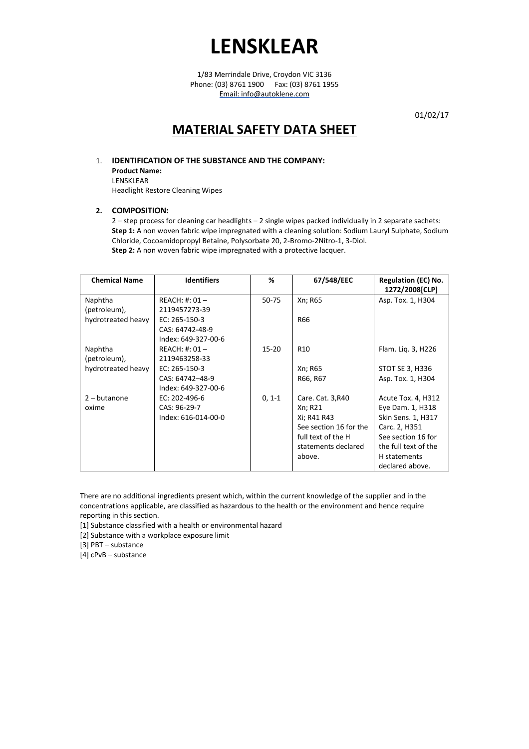# LENSKLEAR

1/83 Merrindale Drive, Croydon VIC 3136
Phone: (03) 8761 1900 Fax: (03) 8761 1955
Email: info@autoklene.com

01/02/17

## MATERIAL SAFETY DATA SHEET

1. **IDENTIFICATION OF THE SUBSTANCE AND THE COMPANY:**
   **Product Name:**
   LENSKLEAR
   Headlight Restore Cleaning Wipes

2. **COMPOSITION:**
   2 – step process for cleaning car headlights – 2 single wipes packed individually in 2 separate sachets:
   **Step 1:** A non woven fabric wipe impregnated with a cleaning solution: Sodium Lauryl Sulphate, Sodium Chloride, Cocoamidopropyl Betaine, Polysorbate 20, 2-Bromo-2Nitro-1, 3-Diol.
   **Step 2:** A non woven fabric wipe impregnated with a protective lacquer.

| Chemical Name | Identifiers | % | 67/548/EEC | Regulation (EC) No. 1272/2008[CLP] |
|---|---|---|---|---|
| Naphtha (petroleum), hydrotreated heavy | REACH: #: 01 – 2119457273-39<br>EC: 265-150-3<br>CAS: 64742-48-9<br>Index: 649-327-00-6 | 50-75 | Xn; R65<br><br>R66 | Asp. Tox. 1, H304 |
| Naphtha (petroleum), hydrotreated heavy | REACH: #: 01 – 2119463258-33<br>EC: 265-150-3<br>CAS: 64742–48-9<br>Index: 649-327-00-6 | 15-20 | R10<br><br>Xn; R65<br>R66, R67 | Flam. Liq. 3, H226<br><br>STOT SE 3, H336<br>Asp. Tox. 1, H304 |
| 2 – butanone oxime | EC: 202-496-6<br>CAS: 96-29-7<br>Index: 616-014-00-0 | 0, 1-1 | Care. Cat. 3,R40<br>Xn; R21<br>Xi; R41 R43<br>See section 16 for the full text of the H statements declared above. | Acute Tox. 4, H312<br>Eye Dam. 1, H318<br>Skin Sens. 1, H317<br>Carc. 2, H351<br>See section 16 for the full text of the H statements declared above. |

There are no additional ingredients present which, within the current knowledge of the supplier and in the concentrations applicable, are classified as hazardous to the health or the environment and hence require reporting in this section.

[1] Substance classified with a health or environmental hazard
[2] Substance with a workplace exposure limit
[3] PBT – substance
[4] cPvB – substance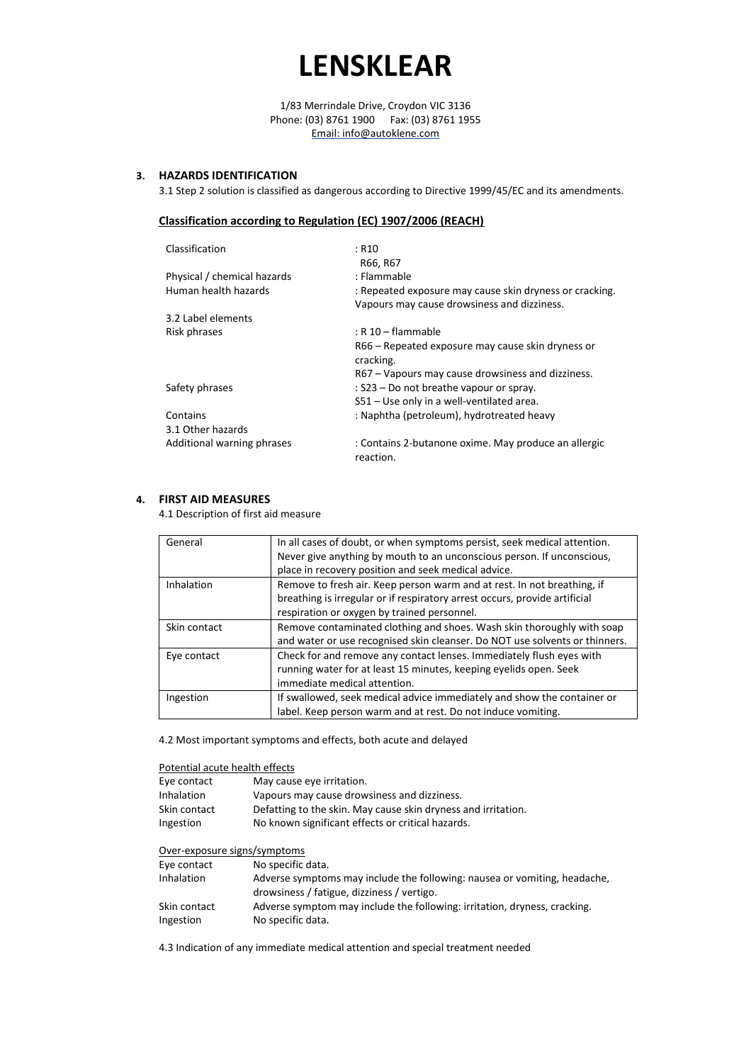# LENSKLEAR

1/83 Merrindale Drive, Croydon VIC 3136
Phone: (03) 8761 1900 Fax: (03) 8761 1955
Email: info@autoklene.com

## 3. HAZARDS IDENTIFICATION

3.1 Step 2 solution is classified as dangerous according to Directive 1999/45/EC and its amendments.

### Classification according to Regulation (EC) 1907/2006 (REACH)

| | |
|---|---|
| Classification | : R10<br>R66, R67 |
| Physical / chemical hazards | : Flammable |
| Human health hazards | : Repeated exposure may cause skin dryness or cracking. Vapours may cause drowsiness and dizziness. |
| 3.2 Label elements | |
| Risk phrases | : R 10 – flammable<br>R66 – Repeated exposure may cause skin dryness or cracking.<br>R67 – Vapours may cause drowsiness and dizziness. |
| Safety phrases | : S23 – Do not breathe vapour or spray.<br>S51 – Use only in a well-ventilated area. |
| Contains | : Naphtha (petroleum), hydrotreated heavy |
| 3.1 Other hazards | |
| Additional warning phrases | : Contains 2-butanone oxime. May produce an allergic reaction. |

## 4. FIRST AID MEASURES

4.1 Description of first aid measure

| | |
|---|---|
| General | In all cases of doubt, or when symptoms persist, seek medical attention. Never give anything by mouth to an unconscious person. If unconscious, place in recovery position and seek medical advice. |
| Inhalation | Remove to fresh air. Keep person warm and at rest. In not breathing, if breathing is irregular or if respiratory arrest occurs, provide artificial respiration or oxygen by trained personnel. |
| Skin contact | Remove contaminated clothing and shoes. Wash skin thoroughly with soap and water or use recognised skin cleanser. Do NOT use solvents or thinners. |
| Eye contact | Check for and remove any contact lenses. Immediately flush eyes with running water for at least 15 minutes, keeping eyelids open. Seek immediate medical attention. |
| Ingestion | If swallowed, seek medical advice immediately and show the container or label. Keep person warm and at rest. Do not induce vomiting. |

4.2 Most important symptoms and effects, both acute and delayed

Potential acute health effects

| | |
|---|---|
| Eye contact | May cause eye irritation. |
| Inhalation | Vapours may cause drowsiness and dizziness. |
| Skin contact | Defatting to the skin. May cause skin dryness and irritation. |
| Ingestion | No known significant effects or critical hazards. |

Over-exposure signs/symptoms

| | |
|---|---|
| Eye contact | No specific data. |
| Inhalation | Adverse symptoms may include the following: nausea or vomiting, headache, drowsiness / fatigue, dizziness / vertigo. |
| Skin contact | Adverse symptom may include the following: irritation, dryness, cracking. |
| Ingestion | No specific data. |

4.3 Indication of any immediate medical attention and special treatment needed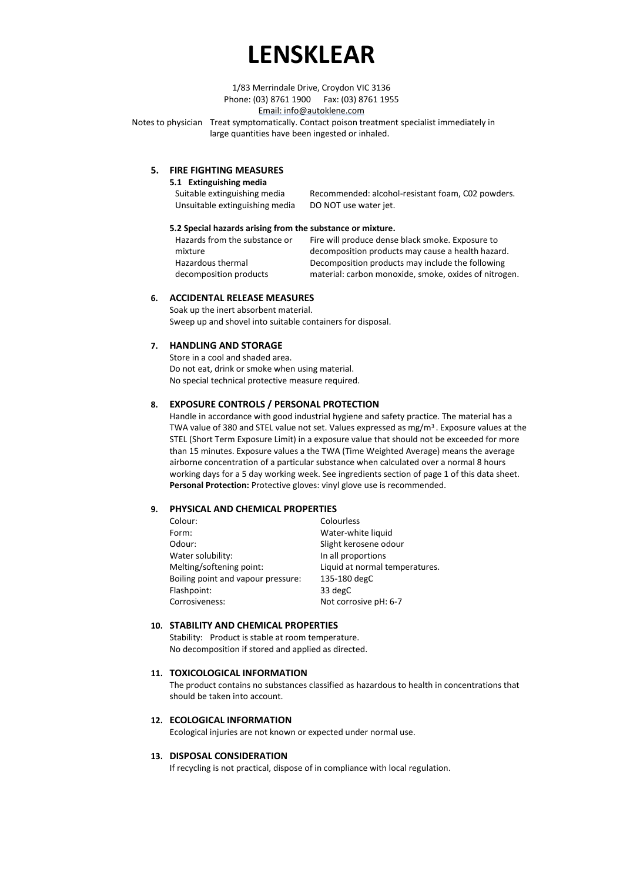# LENSKLEAR

1/83 Merrindale Drive, Croydon VIC 3136
Phone: (03) 8761 1900 Fax: (03) 8761 1955
Email: info@autoklene.com

Notes to physician Treat symptomatically. Contact poison treatment specialist immediately in large quantities have been ingested or inhaled.

## 5. FIRE FIGHTING MEASURES

### 5.1 Extinguishing media

| | |
|---|---|
| Suitable extinguishing media | Recommended: alcohol-resistant foam, C02 powders. |
| Unsuitable extinguishing media | DO NOT use water jet. |

### 5.2 Special hazards arising from the substance or mixture.

| | |
|---|---|
| Hazards from the substance or mixture | Fire will produce dense black smoke. Exposure to decomposition products may cause a health hazard. |
| Hazardous thermal decomposition products | Decomposition products may include the following material: carbon monoxide, smoke, oxides of nitrogen. |

## 6. ACCIDENTAL RELEASE MEASURES

Soak up the inert absorbent material.
Sweep up and shovel into suitable containers for disposal.

## 7. HANDLING AND STORAGE

Store in a cool and shaded area.
Do not eat, drink or smoke when using material.
No special technical protective measure required.

## 8. EXPOSURE CONTROLS / PERSONAL PROTECTION

Handle in accordance with good industrial hygiene and safety practice. The material has a TWA value of 380 and STEL value not set. Values expressed as mg/m$^3$ . Exposure values at the STEL (Short Term Exposure Limit) in a exposure value that should not be exceeded for more than 15 minutes. Exposure values a the TWA (Time Weighted Average) means the average airborne concentration of a particular substance when calculated over a normal 8 hours working days for a 5 day working week. See ingredients section of page 1 of this data sheet.
**Personal Protection:** Protective gloves: vinyl glove use is recommended.

## 9. PHYSICAL AND CHEMICAL PROPERTIES

| | |
|---|---|
| Colour: | Colourless |
| Form: | Water-white liquid |
| Odour: | Slight kerosene odour |
| Water solubility: | In all proportions |
| Melting/softening point: | Liquid at normal temperatures. |
| Boiling point and vapour pressure: | 135-180 degC |
| Flashpoint: | 33 degC |
| Corrosiveness: | Not corrosive pH: 6-7 |

## 10. STABILITY AND CHEMICAL PROPERTIES

Stability: Product is stable at room temperature.
No decomposition if stored and applied as directed.

## 11. TOXICOLOGICAL INFORMATION

The product contains no substances classified as hazardous to health in concentrations that should be taken into account.

## 12. ECOLOGICAL INFORMATION

Ecological injuries are not known or expected under normal use.

## 13. DISPOSAL CONSIDERATION

If recycling is not practical, dispose of in compliance with local regulation.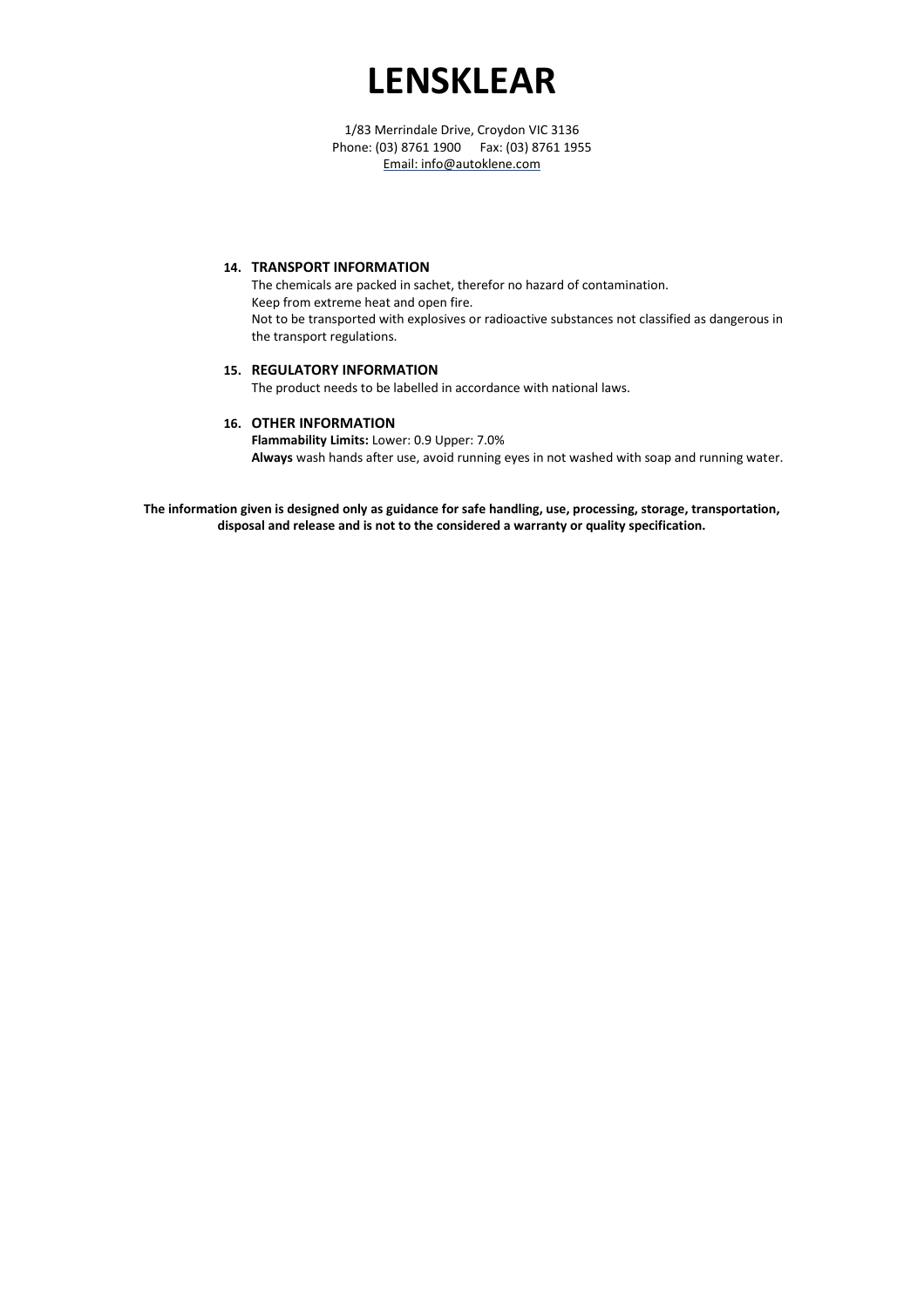# LENSKLEAR

1/83 Merrindale Drive, Croydon VIC 3136
Phone: (03) 8761 1900 Fax: (03) 8761 1955
Email: info@autoklene.com

## 14. TRANSPORT INFORMATION

The chemicals are packed in sachet, therefor no hazard of contamination.
Keep from extreme heat and open fire.
Not to be transported with explosives or radioactive substances not classified as dangerous in the transport regulations.

## 15. REGULATORY INFORMATION

The product needs to be labelled in accordance with national laws.

## 16. OTHER INFORMATION

**Flammability Limits:** Lower: 0.9 Upper: 7.0%
**Always** wash hands after use, avoid running eyes in not washed with soap and running water.

**The information given is designed only as guidance for safe handling, use, processing, storage, transportation, disposal and release and is not to the considered a warranty or quality specification.**